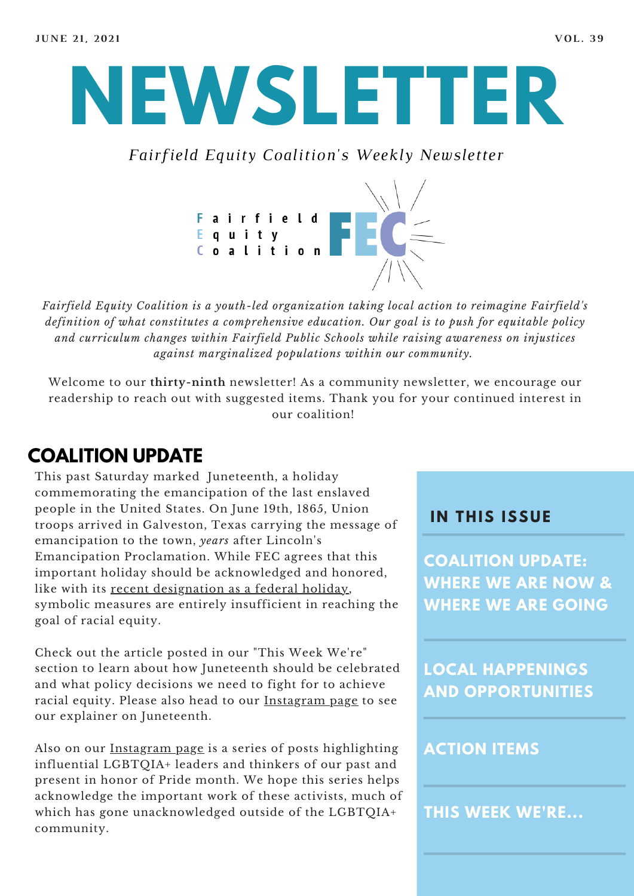JUNE 21, 2021 VOL. 39

# NEWSLETTER

*Fairfield Equity Coalition's Weekly Newsletter*

Fairfield Equity Coalition FEC

*Fairfield Equity Coalition is a youth-led organization taking local action to reimagine Fairfield's definition of what constitutes a comprehensive education. Our goal is to push for equitable policy and curriculum changes within Fairfield Public Schools while raising awareness on injustices against marginalized populations within our community.*

Welcome to our **thirty-ninth** newsletter! As a community newsletter, we encourage our readership to reach out with suggested items. Thank you for your continued interest in our coalition!

## COALITION UPDATE

This past Saturday marked Juneteenth, a holiday commemorating the emancipation of the last enslaved people in the United States. On June 19th, 1865, Union troops arrived in Galveston, Texas carrying the message of emancipation to the town, *years* after Lincoln's Emancipation Proclamation. While FEC agrees that this important holiday should be acknowledged and honored, like with its recent designation as a federal holiday, symbolic measures are entirely insufficient in reaching the goal of racial equity.

Check out the article posted in our "This Week We're" section to learn about how Juneteenth should be celebrated and what policy decisions we need to fight for to achieve racial equity. Please also head to our Instagram page to see our explainer on Juneteenth.

Also on our Instagram page is a series of posts highlighting influential LGBTQIA+ leaders and thinkers of our past and present in honor of Pride month. We hope this series helps acknowledge the important work of these activists, much of which has gone unacknowledged outside of the LGBTQIA+ community.

### IN THIS ISSUE

- COALITION UPDATE: WHERE WE ARE NOW & WHERE WE ARE GOING
- LOCAL HAPPENINGS AND OPPORTUNITIES
- ACTION ITEMS
- THIS WEEK WE'RE...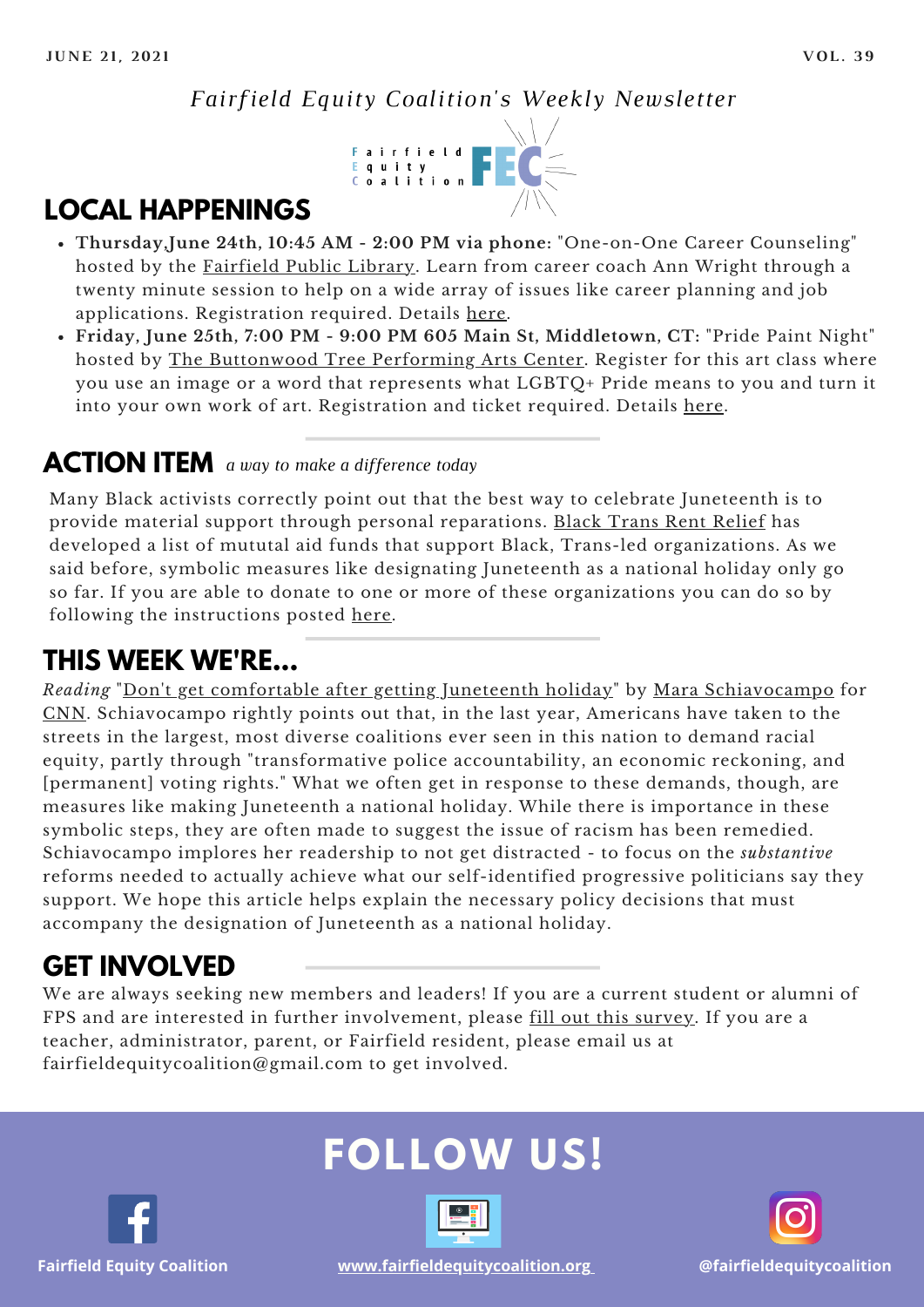JUNE 21, 2021 VOL. 39

*Fairfield Equity Coalition's Weekly Newsletter*

## LOCAL HAPPENINGS

- **Thursday,June 24th, 10:45 AM - 2:00 PM via phone:** "One-on-One Career Counseling" hosted by the Fairfield Public Library. Learn from career coach Ann Wright through a twenty minute session to help on a wide array of issues like career planning and job applications. Registration required. Details here.
- **Friday, June 25th, 7:00 PM - 9:00 PM 605 Main St, Middletown, CT:** "Pride Paint Night" hosted by The Buttonwood Tree Performing Arts Center. Register for this art class where you use an image or a word that represents what LGBTQ+ Pride means to you and turn it into your own work of art. Registration and ticket required. Details here.

## ACTION ITEM *a way to make a difference today*

Many Black activists correctly point out that the best way to celebrate Juneteenth is to provide material support through personal reparations. Black Trans Rent Relief has developed a list of mututal aid funds that support Black, Trans-led organizations. As we said before, symbolic measures like designating Juneteenth as a national holiday only go so far. If you are able to donate to one or more of these organizations you can do so by following the instructions posted here.

## THIS WEEK WE'RE...

*Reading* "Don't get comfortable after getting Juneteenth holiday" by Mara Schiavocampo for CNN. Schiavocampo rightly points out that, in the last year, Americans have taken to the streets in the largest, most diverse coalitions ever seen in this nation to demand racial equity, partly through "transformative police accountability, an economic reckoning, and [permanent] voting rights." What we often get in response to these demands, though, are measures like making Juneteenth a national holiday. While there is importance in these symbolic steps, they are often made to suggest the issue of racism has been remedied. Schiavocampo implores her readership to not get distracted - to focus on the *substantive* reforms needed to actually achieve what our self-identified progressive politicians say they support. We hope this article helps explain the necessary policy decisions that must accompany the designation of Juneteenth as a national holiday.

## GET INVOLVED

We are always seeking new members and leaders! If you are a current student or alumni of FPS and are interested in further involvement, please fill out this survey. If you are a teacher, administrator, parent, or Fairfield resident, please email us at fairfieldequitycoalition@gmail.com to get involved.

## FOLLOW US!

Fairfield Equity Coalition

www.fairfieldequitycoalition.org

@fairfieldequitycoalition